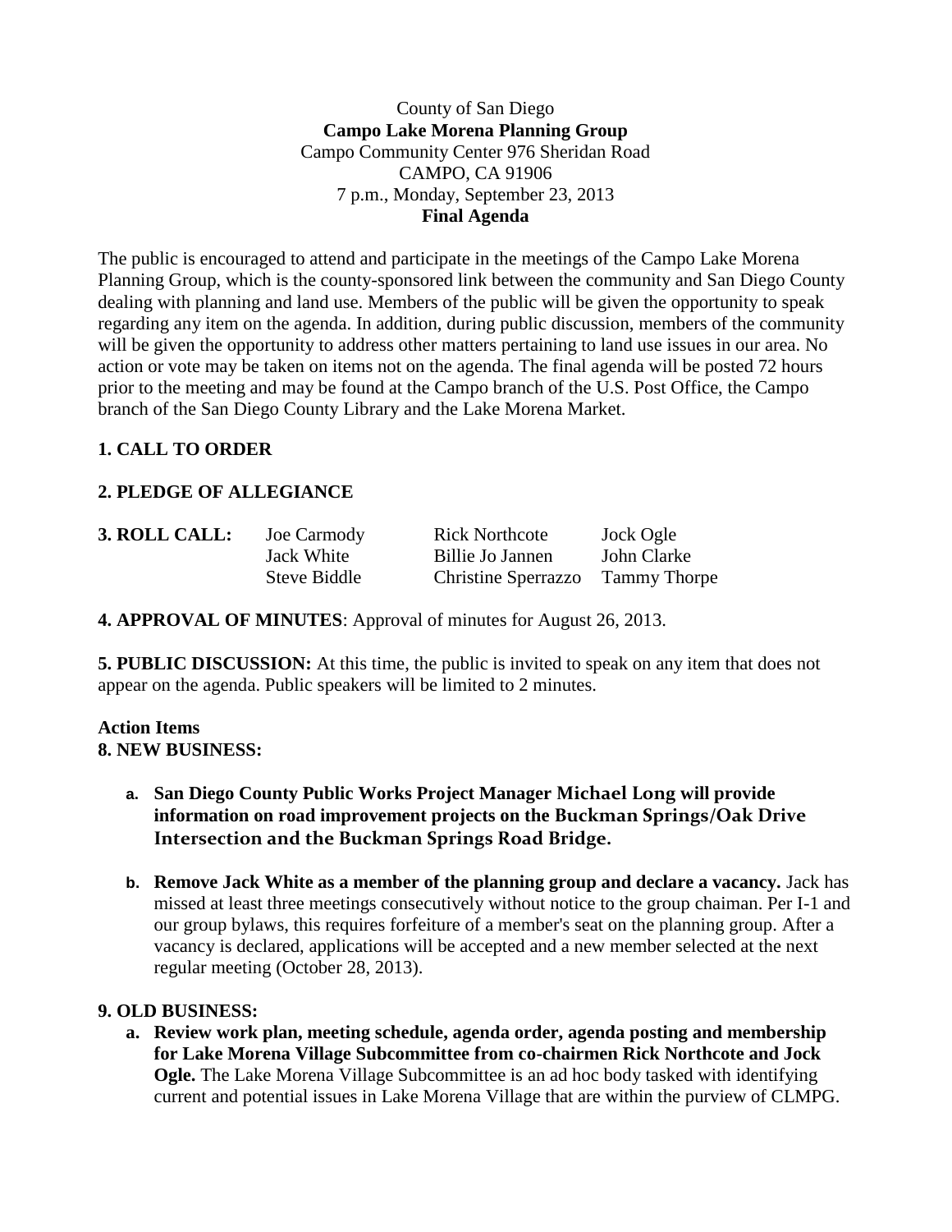County of San Diego

**Campo Lake Morena Planning Group**

Campo Community Center 976 Sheridan Road

CAMPO, CA 91906

7 p.m., Monday, September 23, 2013

**Final Agenda**

The public is encouraged to attend and participate in the meetings of the Campo Lake Morena Planning Group, which is the county-sponsored link between the community and San Diego County dealing with planning and land use. Members of the public will be given the opportunity to speak regarding any item on the agenda. In addition, during public discussion, members of the community will be given the opportunity to address other matters pertaining to land use issues in our area. No action or vote may be taken on items not on the agenda. The final agenda will be posted 72 hours prior to the meeting and may be found at the Campo branch of the U.S. Post Office, the Campo branch of the San Diego County Library and the Lake Morena Market.

**1. CALL TO ORDER**

**2. PLEDGE OF ALLEGIANCE**

**3. ROLL CALL:**

| | | |
|---|---|---|
| Joe Carmody | Rick Northcote | Jock Ogle |
| Jack White | Billie Jo Jannen | John Clarke |
| Steve Biddle | Christine Sperrazzo | Tammy Thorpe |

**4. APPROVAL OF MINUTES**: Approval of minutes for August 26, 2013.

**5. PUBLIC DISCUSSION:** At this time, the public is invited to speak on any item that does not appear on the agenda. Public speakers will be limited to 2 minutes.

**Action Items**

**8. NEW BUSINESS:**

a. **San Diego County Public Works Project Manager Michael Long will provide information on road improvement projects on the Buckman Springs/Oak Drive Intersection and the Buckman Springs Road Bridge.**

b. **Remove Jack White as a member of the planning group and declare a vacancy.** Jack has missed at least three meetings consecutively without notice to the group chaiman. Per I-1 and our group bylaws, this requires forfeiture of a member's seat on the planning group. After a vacancy is declared, applications will be accepted and a new member selected at the next regular meeting (October 28, 2013).

**9. OLD BUSINESS:**

a. **Review work plan, meeting schedule, agenda order, agenda posting and membership for Lake Morena Village Subcommittee from co-chairmen Rick Northcote and Jock Ogle.** The Lake Morena Village Subcommittee is an ad hoc body tasked with identifying current and potential issues in Lake Morena Village that are within the purview of CLMPG.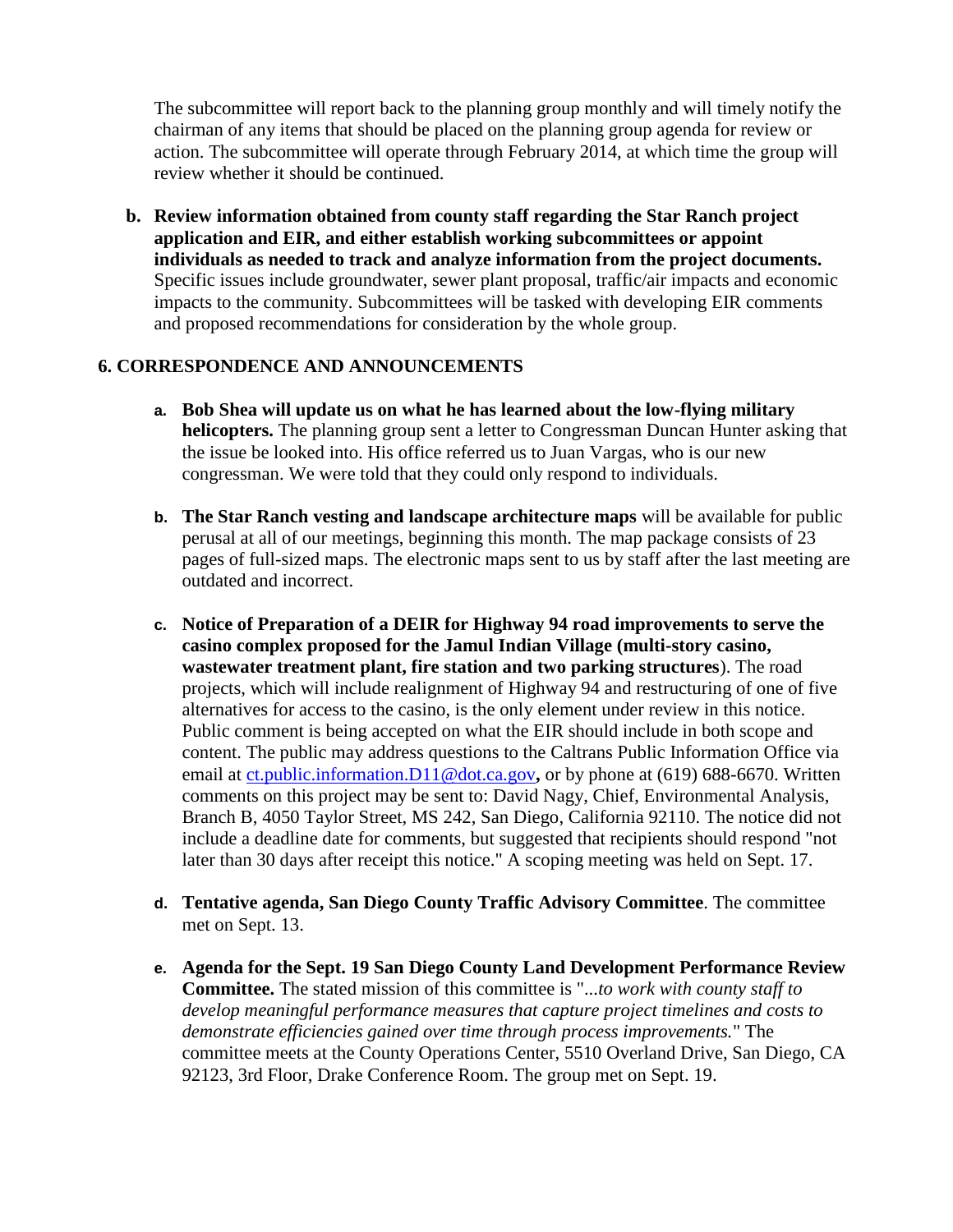The subcommittee will report back to the planning group monthly and will timely notify the chairman of any items that should be placed on the planning group agenda for review or action. The subcommittee will operate through February 2014, at which time the group will review whether it should be continued.

**b. Review information obtained from county staff regarding the Star Ranch project application and EIR, and either establish working subcommittees or appoint individuals as needed to track and analyze information from the project documents.** Specific issues include groundwater, sewer plant proposal, traffic/air impacts and economic impacts to the community. Subcommittees will be tasked with developing EIR comments and proposed recommendations for consideration by the whole group.

## 6. CORRESPONDENCE AND ANNOUNCEMENTS

a. **Bob Shea will update us on what he has learned about the low-flying military helicopters.** The planning group sent a letter to Congressman Duncan Hunter asking that the issue be looked into. His office referred us to Juan Vargas, who is our new congressman. We were told that they could only respond to individuals.

b. **The Star Ranch vesting and landscape architecture maps** will be available for public perusal at all of our meetings, beginning this month. The map package consists of 23 pages of full-sized maps. The electronic maps sent to us by staff after the last meeting are outdated and incorrect.

c. **Notice of Preparation of a DEIR for Highway 94 road improvements to serve the casino complex proposed for the Jamul Indian Village (multi-story casino, wastewater treatment plant, fire station and two parking structures**). The road projects, which will include realignment of Highway 94 and restructuring of one of five alternatives for access to the casino, is the only element under review in this notice. Public comment is being accepted on what the EIR should include in both scope and content. The public may address questions to the Caltrans Public Information Office via email at ct.public.information.D11@dot.ca.gov, or by phone at (619) 688-6670. Written comments on this project may be sent to: David Nagy, Chief, Environmental Analysis, Branch B, 4050 Taylor Street, MS 242, San Diego, California 92110. The notice did not include a deadline date for comments, but suggested that recipients should respond "not later than 30 days after receipt this notice." A scoping meeting was held on Sept. 17.

d. **Tentative agenda, San Diego County Traffic Advisory Committee**. The committee met on Sept. 13.

e. **Agenda for the Sept. 19 San Diego County Land Development Performance Review Committee.** The stated mission of this committee is "*...to work with county staff to develop meaningful performance measures that capture project timelines and costs to demonstrate efficiencies gained over time through process improvements.*" The committee meets at the County Operations Center, 5510 Overland Drive, San Diego, CA 92123, 3rd Floor, Drake Conference Room. The group met on Sept. 19.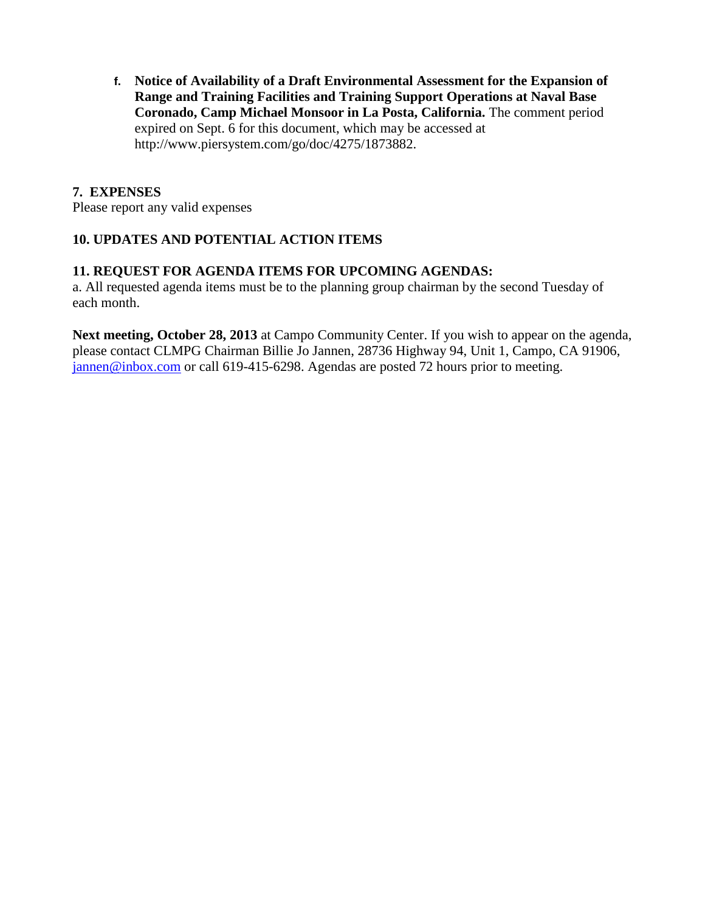f. **Notice of Availability of a Draft Environmental Assessment for the Expansion of Range and Training Facilities and Training Support Operations at Naval Base Coronado, Camp Michael Monsoor in La Posta, California.** The comment period expired on Sept. 6 for this document, which may be accessed at http://www.piersystem.com/go/doc/4275/1873882.

**7. EXPENSES**

Please report any valid expenses

**10. UPDATES AND POTENTIAL ACTION ITEMS**

**11. REQUEST FOR AGENDA ITEMS FOR UPCOMING AGENDAS:**

a. All requested agenda items must be to the planning group chairman by the second Tuesday of each month.

**Next meeting, October 28, 2013** at Campo Community Center. If you wish to appear on the agenda, please contact CLMPG Chairman Billie Jo Jannen, 28736 Highway 94, Unit 1, Campo, CA 91906, jannen@inbox.com or call 619-415-6298. Agendas are posted 72 hours prior to meeting.